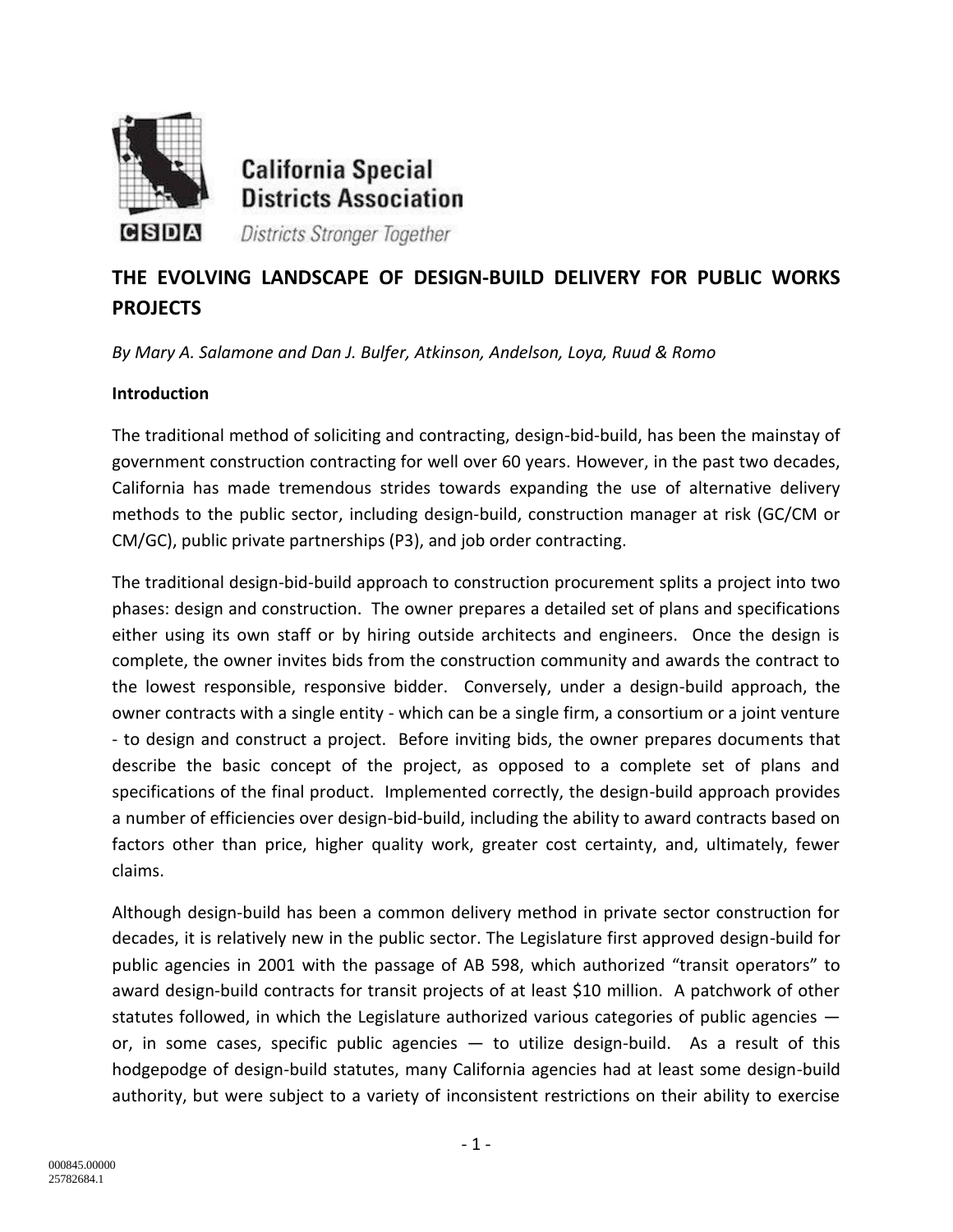California Special Districts Association

CSDA

*Districts Stronger Together*

# THE EVOLVING LANDSCAPE OF DESIGN-BUILD DELIVERY FOR PUBLIC WORKS PROJECTS

*By Mary A. Salamone and Dan J. Bulfer, Atkinson, Andelson, Loya, Ruud & Romo*

**Introduction**

The traditional method of soliciting and contracting, design-bid-build, has been the mainstay of government construction contracting for well over 60 years. However, in the past two decades, California has made tremendous strides towards expanding the use of alternative delivery methods to the public sector, including design-build, construction manager at risk (GC/CM or CM/GC), public private partnerships (P3), and job order contracting.

The traditional design-bid-build approach to construction procurement splits a project into two phases: design and construction. The owner prepares a detailed set of plans and specifications either using its own staff or by hiring outside architects and engineers. Once the design is complete, the owner invites bids from the construction community and awards the contract to the lowest responsible, responsive bidder. Conversely, under a design-build approach, the owner contracts with a single entity - which can be a single firm, a consortium or a joint venture - to design and construct a project. Before inviting bids, the owner prepares documents that describe the basic concept of the project, as opposed to a complete set of plans and specifications of the final product. Implemented correctly, the design-build approach provides a number of efficiencies over design-bid-build, including the ability to award contracts based on factors other than price, higher quality work, greater cost certainty, and, ultimately, fewer claims.

Although design-build has been a common delivery method in private sector construction for decades, it is relatively new in the public sector. The Legislature first approved design-build for public agencies in 2001 with the passage of AB 598, which authorized "transit operators" to award design-build contracts for transit projects of at least $10 million. A patchwork of other statutes followed, in which the Legislature authorized various categories of public agencies — or, in some cases, specific public agencies — to utilize design-build. As a result of this hodgepodge of design-build statutes, many California agencies had at least some design-build authority, but were subject to a variety of inconsistent restrictions on their ability to exercise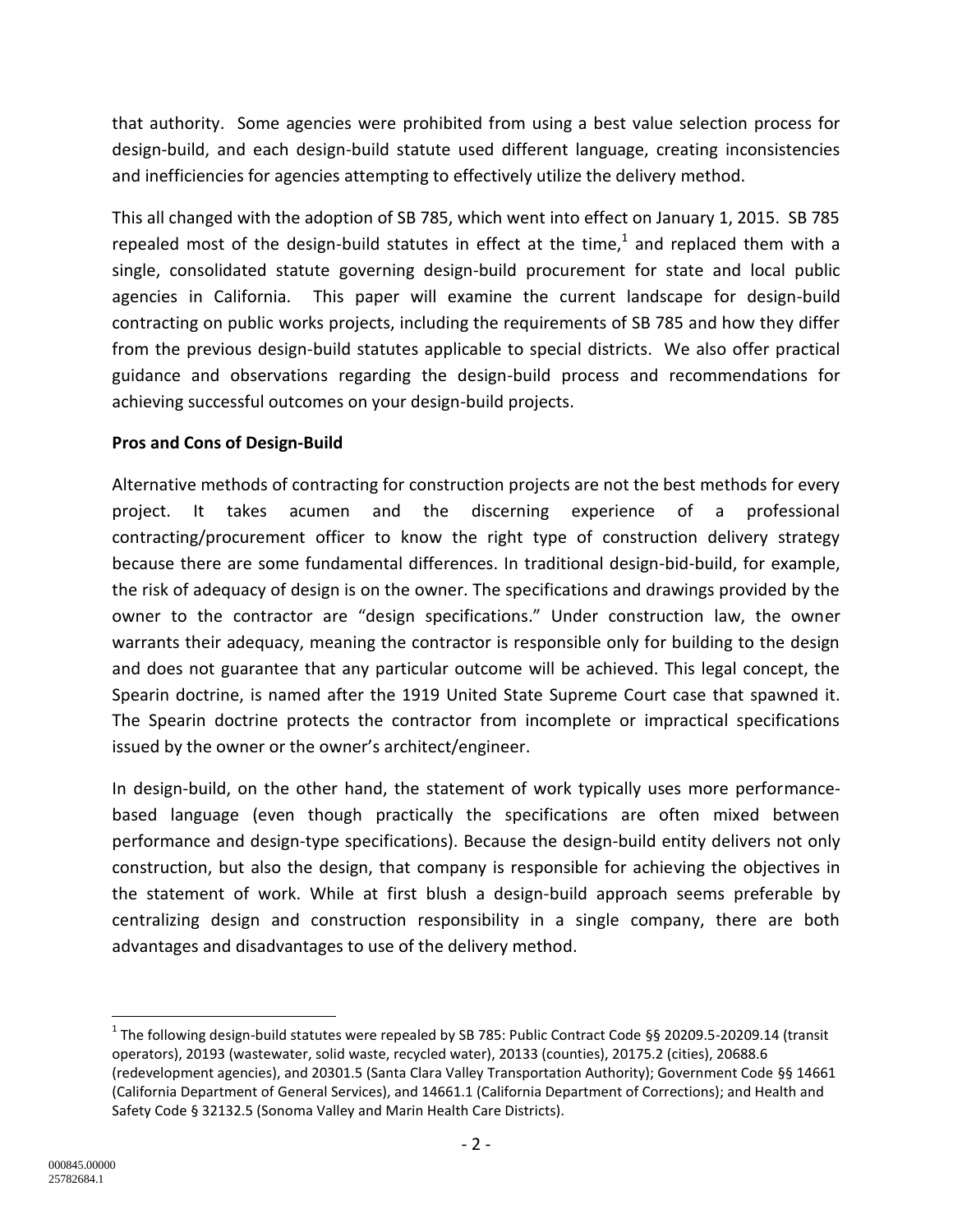that authority. Some agencies were prohibited from using a best value selection process for design-build, and each design-build statute used different language, creating inconsistencies and inefficiencies for agencies attempting to effectively utilize the delivery method.

This all changed with the adoption of SB 785, which went into effect on January 1, 2015. SB 785 repealed most of the design-build statutes in effect at the time,[1] and replaced them with a single, consolidated statute governing design-build procurement for state and local public agencies in California. This paper will examine the current landscape for design-build contracting on public works projects, including the requirements of SB 785 and how they differ from the previous design-build statutes applicable to special districts. We also offer practical guidance and observations regarding the design-build process and recommendations for achieving successful outcomes on your design-build projects.

**Pros and Cons of Design-Build**

Alternative methods of contracting for construction projects are not the best methods for every project. It takes acumen and the discerning experience of a professional contracting/procurement officer to know the right type of construction delivery strategy because there are some fundamental differences. In traditional design-bid-build, for example, the risk of adequacy of design is on the owner. The specifications and drawings provided by the owner to the contractor are "design specifications." Under construction law, the owner warrants their adequacy, meaning the contractor is responsible only for building to the design and does not guarantee that any particular outcome will be achieved. This legal concept, the Spearin doctrine, is named after the 1919 United State Supreme Court case that spawned it. The Spearin doctrine protects the contractor from incomplete or impractical specifications issued by the owner or the owner's architect/engineer.

In design-build, on the other hand, the statement of work typically uses more performance-based language (even though practically the specifications are often mixed between performance and design-type specifications). Because the design-build entity delivers not only construction, but also the design, that company is responsible for achieving the objectives in the statement of work. While at first blush a design-build approach seems preferable by centralizing design and construction responsibility in a single company, there are both advantages and disadvantages to use of the delivery method.

[1] The following design-build statutes were repealed by SB 785: Public Contract Code §§ 20209.5-20209.14 (transit operators), 20193 (wastewater, solid waste, recycled water), 20133 (counties), 20175.2 (cities), 20688.6 (redevelopment agencies), and 20301.5 (Santa Clara Valley Transportation Authority); Government Code §§ 14661 (California Department of General Services), and 14661.1 (California Department of Corrections); and Health and Safety Code § 32132.5 (Sonoma Valley and Marin Health Care Districts).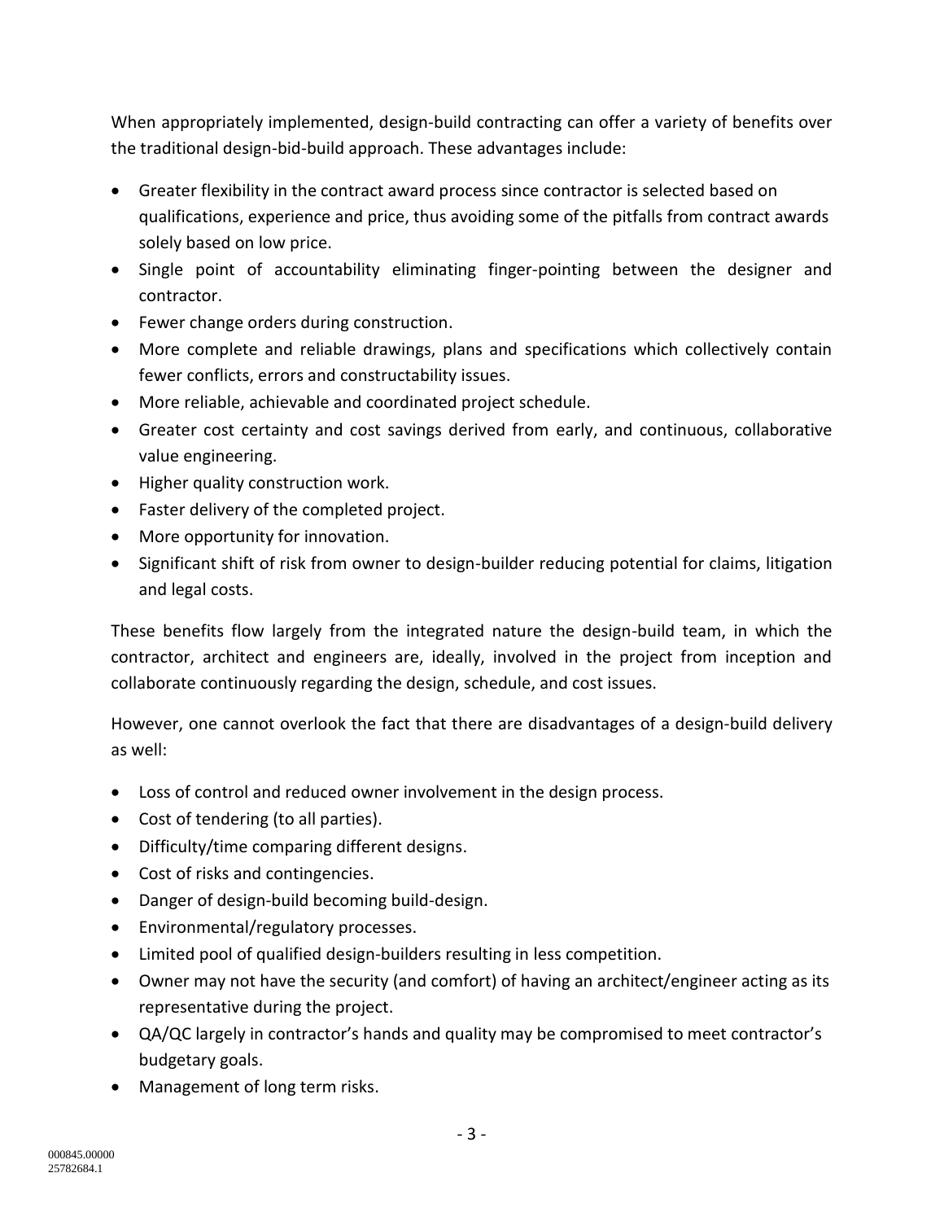When appropriately implemented, design-build contracting can offer a variety of benefits over the traditional design-bid-build approach. These advantages include:

- Greater flexibility in the contract award process since contractor is selected based on qualifications, experience and price, thus avoiding some of the pitfalls from contract awards solely based on low price.
- Single point of accountability eliminating finger-pointing between the designer and contractor.
- Fewer change orders during construction.
- More complete and reliable drawings, plans and specifications which collectively contain fewer conflicts, errors and constructability issues.
- More reliable, achievable and coordinated project schedule.
- Greater cost certainty and cost savings derived from early, and continuous, collaborative value engineering.
- Higher quality construction work.
- Faster delivery of the completed project.
- More opportunity for innovation.
- Significant shift of risk from owner to design-builder reducing potential for claims, litigation and legal costs.

These benefits flow largely from the integrated nature the design-build team, in which the contractor, architect and engineers are, ideally, involved in the project from inception and collaborate continuously regarding the design, schedule, and cost issues.

However, one cannot overlook the fact that there are disadvantages of a design-build delivery as well:

- Loss of control and reduced owner involvement in the design process.
- Cost of tendering (to all parties).
- Difficulty/time comparing different designs.
- Cost of risks and contingencies.
- Danger of design-build becoming build-design.
- Environmental/regulatory processes.
- Limited pool of qualified design-builders resulting in less competition.
- Owner may not have the security (and comfort) of having an architect/engineer acting as its representative during the project.
- QA/QC largely in contractor's hands and quality may be compromised to meet contractor's budgetary goals.
- Management of long term risks.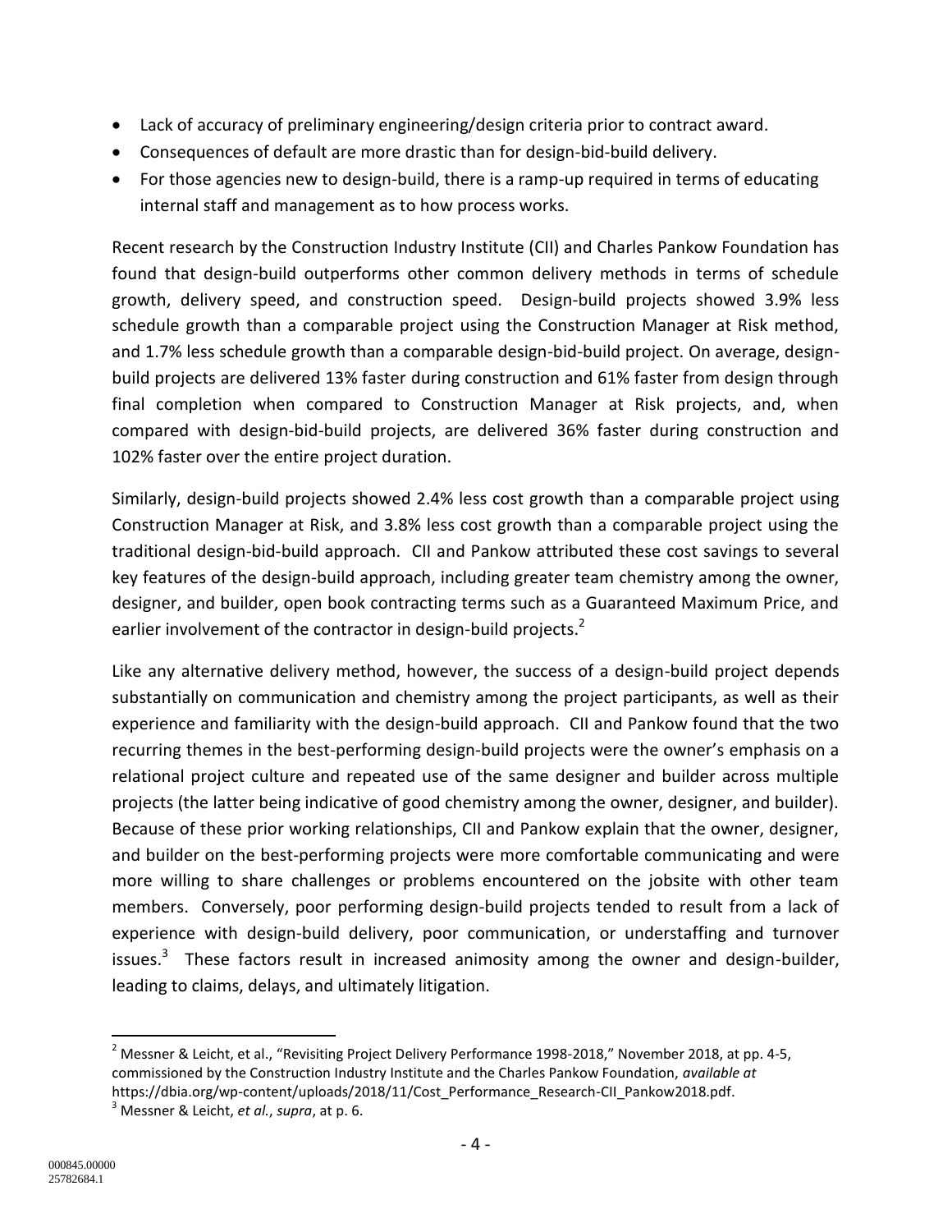- Lack of accuracy of preliminary engineering/design criteria prior to contract award.
- Consequences of default are more drastic than for design-bid-build delivery.
- For those agencies new to design-build, there is a ramp-up required in terms of educating internal staff and management as to how process works.

Recent research by the Construction Industry Institute (CII) and Charles Pankow Foundation has found that design-build outperforms other common delivery methods in terms of schedule growth, delivery speed, and construction speed. Design-build projects showed 3.9% less schedule growth than a comparable project using the Construction Manager at Risk method, and 1.7% less schedule growth than a comparable design-bid-build project. On average, design-build projects are delivered 13% faster during construction and 61% faster from design through final completion when compared to Construction Manager at Risk projects, and, when compared with design-bid-build projects, are delivered 36% faster during construction and 102% faster over the entire project duration.

Similarly, design-build projects showed 2.4% less cost growth than a comparable project using Construction Manager at Risk, and 3.8% less cost growth than a comparable project using the traditional design-bid-build approach. CII and Pankow attributed these cost savings to several key features of the design-build approach, including greater team chemistry among the owner, designer, and builder, open book contracting terms such as a Guaranteed Maximum Price, and earlier involvement of the contractor in design-build projects.[2]

Like any alternative delivery method, however, the success of a design-build project depends substantially on communication and chemistry among the project participants, as well as their experience and familiarity with the design-build approach. CII and Pankow found that the two recurring themes in the best-performing design-build projects were the owner's emphasis on a relational project culture and repeated use of the same designer and builder across multiple projects (the latter being indicative of good chemistry among the owner, designer, and builder). Because of these prior working relationships, CII and Pankow explain that the owner, designer, and builder on the best-performing projects were more comfortable communicating and were more willing to share challenges or problems encountered on the jobsite with other team members. Conversely, poor performing design-build projects tended to result from a lack of experience with design-build delivery, poor communication, or understaffing and turnover issues.[3] These factors result in increased animosity among the owner and design-builder, leading to claims, delays, and ultimately litigation.

---

[2] Messner & Leicht, et al., "Revisiting Project Delivery Performance 1998-2018," November 2018, at pp. 4-5, commissioned by the Construction Industry Institute and the Charles Pankow Foundation, *available at* https://dbia.org/wp-content/uploads/2018/11/Cost_Performance_Research-CII_Pankow2018.pdf.

[3] Messner & Leicht, *et al.*, *supra*, at p. 6.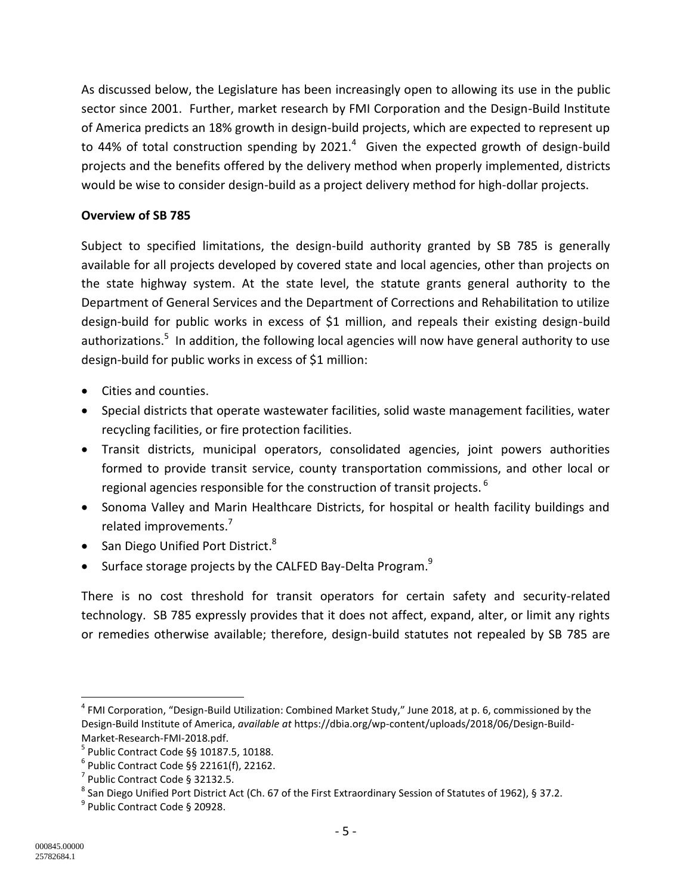As discussed below, the Legislature has been increasingly open to allowing its use in the public sector since 2001. Further, market research by FMI Corporation and the Design-Build Institute of America predicts an 18% growth in design-build projects, which are expected to represent up to 44% of total construction spending by 2021.[4] Given the expected growth of design-build projects and the benefits offered by the delivery method when properly implemented, districts would be wise to consider design-build as a project delivery method for high-dollar projects.

**Overview of SB 785**

Subject to specified limitations, the design-build authority granted by SB 785 is generally available for all projects developed by covered state and local agencies, other than projects on the state highway system. At the state level, the statute grants general authority to the Department of General Services and the Department of Corrections and Rehabilitation to utilize design-build for public works in excess of $1 million, and repeals their existing design-build authorizations.[5] In addition, the following local agencies will now have general authority to use design-build for public works in excess of $1 million:

- Cities and counties.
- Special districts that operate wastewater facilities, solid waste management facilities, water recycling facilities, or fire protection facilities.
- Transit districts, municipal operators, consolidated agencies, joint powers authorities formed to provide transit service, county transportation commissions, and other local or regional agencies responsible for the construction of transit projects.[6]
- Sonoma Valley and Marin Healthcare Districts, for hospital or health facility buildings and related improvements.[7]
- San Diego Unified Port District.[8]
- Surface storage projects by the CALFED Bay-Delta Program.[9]

There is no cost threshold for transit operators for certain safety and security-related technology. SB 785 expressly provides that it does not affect, expand, alter, or limit any rights or remedies otherwise available; therefore, design-build statutes not repealed by SB 785 are

---

[4] FMI Corporation, "Design-Build Utilization: Combined Market Study," June 2018, at p. 6, commissioned by the Design-Build Institute of America, *available at* https://dbia.org/wp-content/uploads/2018/06/Design-Build-Market-Research-FMI-2018.pdf.

[5] Public Contract Code §§ 10187.5, 10188.

[6] Public Contract Code §§ 22161(f), 22162.

[7] Public Contract Code § 32132.5.

[8] San Diego Unified Port District Act (Ch. 67 of the First Extraordinary Session of Statutes of 1962), § 37.2.

[9] Public Contract Code § 20928.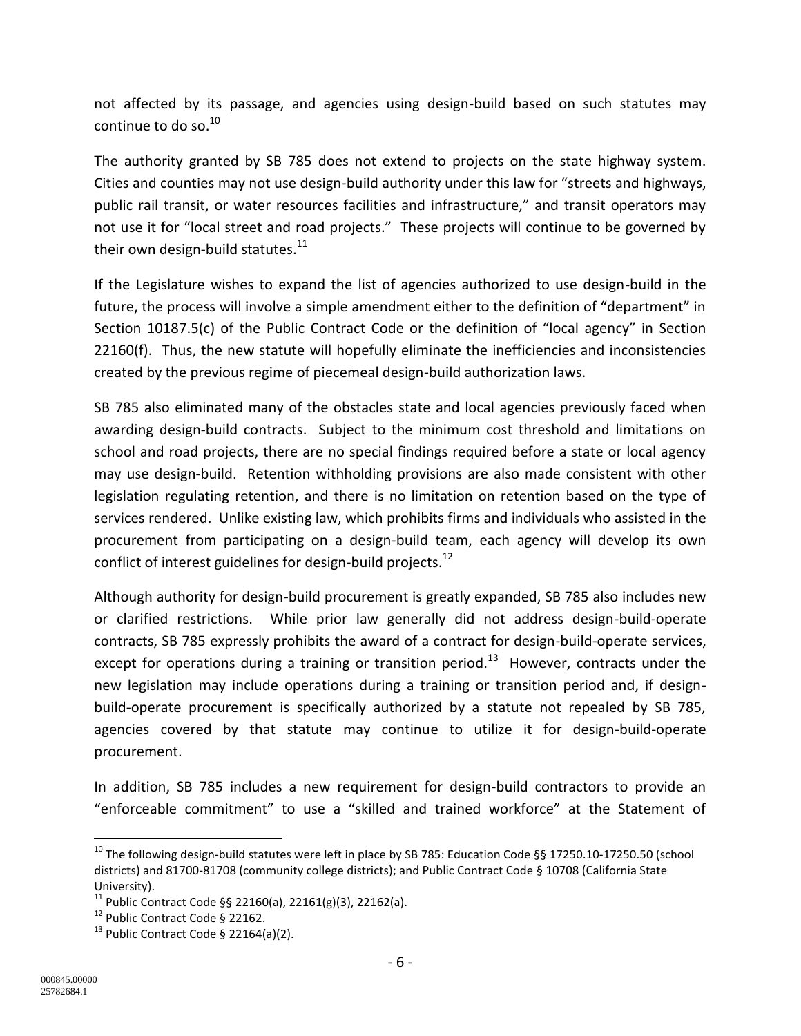not affected by its passage, and agencies using design-build based on such statutes may continue to do so.[10]

The authority granted by SB 785 does not extend to projects on the state highway system. Cities and counties may not use design-build authority under this law for "streets and highways, public rail transit, or water resources facilities and infrastructure," and transit operators may not use it for "local street and road projects." These projects will continue to be governed by their own design-build statutes.[11]

If the Legislature wishes to expand the list of agencies authorized to use design-build in the future, the process will involve a simple amendment either to the definition of "department" in Section 10187.5(c) of the Public Contract Code or the definition of "local agency" in Section 22160(f). Thus, the new statute will hopefully eliminate the inefficiencies and inconsistencies created by the previous regime of piecemeal design-build authorization laws.

SB 785 also eliminated many of the obstacles state and local agencies previously faced when awarding design-build contracts. Subject to the minimum cost threshold and limitations on school and road projects, there are no special findings required before a state or local agency may use design-build. Retention withholding provisions are also made consistent with other legislation regulating retention, and there is no limitation on retention based on the type of services rendered. Unlike existing law, which prohibits firms and individuals who assisted in the procurement from participating on a design-build team, each agency will develop its own conflict of interest guidelines for design-build projects.[12]

Although authority for design-build procurement is greatly expanded, SB 785 also includes new or clarified restrictions. While prior law generally did not address design-build-operate contracts, SB 785 expressly prohibits the award of a contract for design-build-operate services, except for operations during a training or transition period.[13] However, contracts under the new legislation may include operations during a training or transition period and, if design-build-operate procurement is specifically authorized by a statute not repealed by SB 785, agencies covered by that statute may continue to utilize it for design-build-operate procurement.

In addition, SB 785 includes a new requirement for design-build contractors to provide an "enforceable commitment" to use a "skilled and trained workforce" at the Statement of

---

[10] The following design-build statutes were left in place by SB 785: Education Code §§ 17250.10-17250.50 (school districts) and 81700-81708 (community college districts); and Public Contract Code § 10708 (California State University).

[11] Public Contract Code §§ 22160(a), 22161(g)(3), 22162(a).

[12] Public Contract Code § 22162.

[13] Public Contract Code § 22164(a)(2).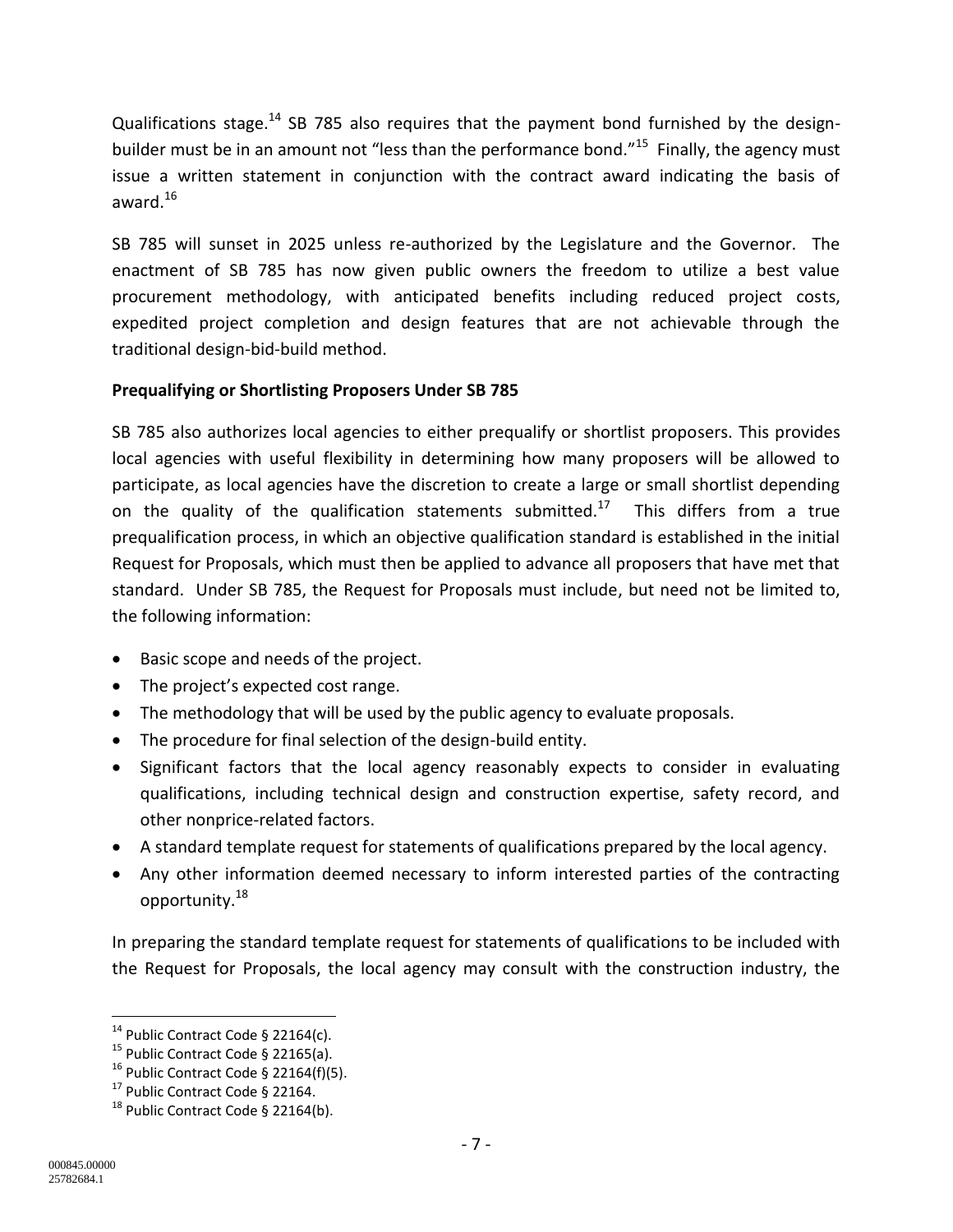Qualifications stage.[14] SB 785 also requires that the payment bond furnished by the design-builder must be in an amount not "less than the performance bond."[15] Finally, the agency must issue a written statement in conjunction with the contract award indicating the basis of award.[16]

SB 785 will sunset in 2025 unless re-authorized by the Legislature and the Governor. The enactment of SB 785 has now given public owners the freedom to utilize a best value procurement methodology, with anticipated benefits including reduced project costs, expedited project completion and design features that are not achievable through the traditional design-bid-build method.

**Prequalifying or Shortlisting Proposers Under SB 785**

SB 785 also authorizes local agencies to either prequalify or shortlist proposers. This provides local agencies with useful flexibility in determining how many proposers will be allowed to participate, as local agencies have the discretion to create a large or small shortlist depending on the quality of the qualification statements submitted.[17] This differs from a true prequalification process, in which an objective qualification standard is established in the initial Request for Proposals, which must then be applied to advance all proposers that have met that standard. Under SB 785, the Request for Proposals must include, but need not be limited to, the following information:

- Basic scope and needs of the project.
- The project's expected cost range.
- The methodology that will be used by the public agency to evaluate proposals.
- The procedure for final selection of the design-build entity.
- Significant factors that the local agency reasonably expects to consider in evaluating qualifications, including technical design and construction expertise, safety record, and other nonprice-related factors.
- A standard template request for statements of qualifications prepared by the local agency.
- Any other information deemed necessary to inform interested parties of the contracting opportunity.[18]

In preparing the standard template request for statements of qualifications to be included with the Request for Proposals, the local agency may consult with the construction industry, the

---

[14] Public Contract Code § 22164(c).
[15] Public Contract Code § 22165(a).
[16] Public Contract Code § 22164(f)(5).
[17] Public Contract Code § 22164.
[18] Public Contract Code § 22164(b).

000845.00000
25782684.1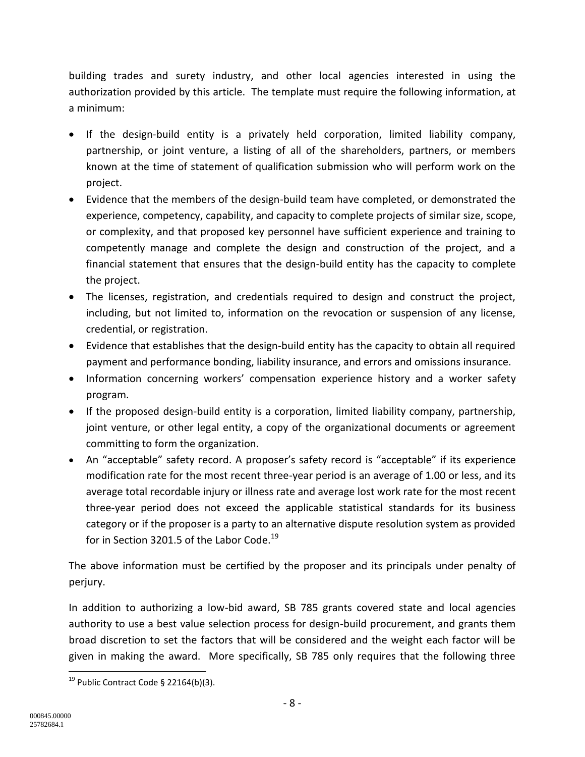building trades and surety industry, and other local agencies interested in using the authorization provided by this article. The template must require the following information, at a minimum:

- If the design-build entity is a privately held corporation, limited liability company, partnership, or joint venture, a listing of all of the shareholders, partners, or members known at the time of statement of qualification submission who will perform work on the project.
- Evidence that the members of the design-build team have completed, or demonstrated the experience, competency, capability, and capacity to complete projects of similar size, scope, or complexity, and that proposed key personnel have sufficient experience and training to competently manage and complete the design and construction of the project, and a financial statement that ensures that the design-build entity has the capacity to complete the project.
- The licenses, registration, and credentials required to design and construct the project, including, but not limited to, information on the revocation or suspension of any license, credential, or registration.
- Evidence that establishes that the design-build entity has the capacity to obtain all required payment and performance bonding, liability insurance, and errors and omissions insurance.
- Information concerning workers' compensation experience history and a worker safety program.
- If the proposed design-build entity is a corporation, limited liability company, partnership, joint venture, or other legal entity, a copy of the organizational documents or agreement committing to form the organization.
- An "acceptable" safety record. A proposer's safety record is "acceptable" if its experience modification rate for the most recent three-year period is an average of 1.00 or less, and its average total recordable injury or illness rate and average lost work rate for the most recent three-year period does not exceed the applicable statistical standards for its business category or if the proposer is a party to an alternative dispute resolution system as provided for in Section 3201.5 of the Labor Code.[19]

The above information must be certified by the proposer and its principals under penalty of perjury.

In addition to authorizing a low-bid award, SB 785 grants covered state and local agencies authority to use a best value selection process for design-build procurement, and grants them broad discretion to set the factors that will be considered and the weight each factor will be given in making the award. More specifically, SB 785 only requires that the following three

[19] Public Contract Code § 22164(b)(3).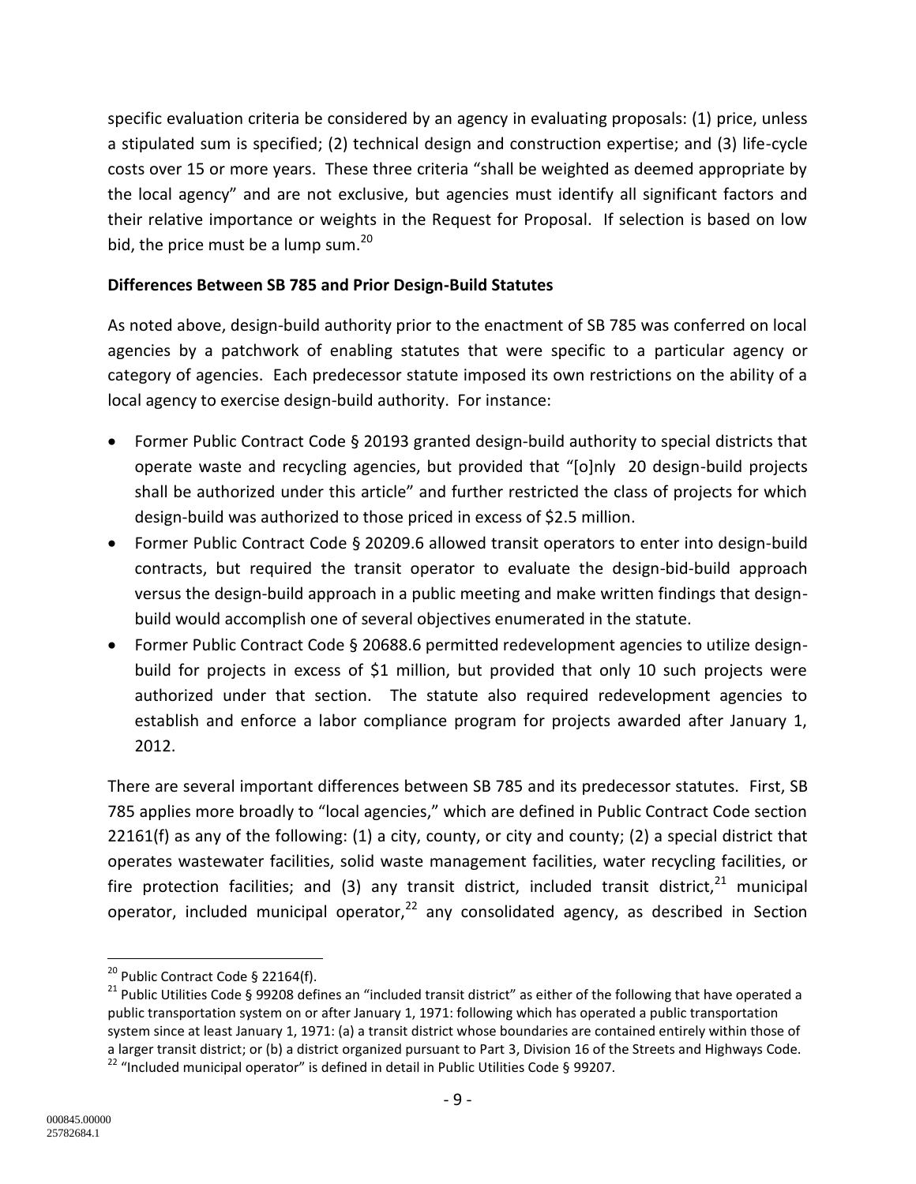specific evaluation criteria be considered by an agency in evaluating proposals: (1) price, unless a stipulated sum is specified; (2) technical design and construction expertise; and (3) life-cycle costs over 15 or more years. These three criteria "shall be weighted as deemed appropriate by the local agency" and are not exclusive, but agencies must identify all significant factors and their relative importance or weights in the Request for Proposal. If selection is based on low bid, the price must be a lump sum.[20]

**Differences Between SB 785 and Prior Design-Build Statutes**

As noted above, design-build authority prior to the enactment of SB 785 was conferred on local agencies by a patchwork of enabling statutes that were specific to a particular agency or category of agencies. Each predecessor statute imposed its own restrictions on the ability of a local agency to exercise design-build authority. For instance:

- Former Public Contract Code § 20193 granted design-build authority to special districts that operate waste and recycling agencies, but provided that "[o]nly 20 design-build projects shall be authorized under this article" and further restricted the class of projects for which design-build was authorized to those priced in excess of $2.5 million.
- Former Public Contract Code § 20209.6 allowed transit operators to enter into design-build contracts, but required the transit operator to evaluate the design-bid-build approach versus the design-build approach in a public meeting and make written findings that design-build would accomplish one of several objectives enumerated in the statute.
- Former Public Contract Code § 20688.6 permitted redevelopment agencies to utilize design-build for projects in excess of $1 million, but provided that only 10 such projects were authorized under that section. The statute also required redevelopment agencies to establish and enforce a labor compliance program for projects awarded after January 1, 2012.

There are several important differences between SB 785 and its predecessor statutes. First, SB 785 applies more broadly to "local agencies," which are defined in Public Contract Code section 22161(f) as any of the following: (1) a city, county, or city and county; (2) a special district that operates wastewater facilities, solid waste management facilities, water recycling facilities, or fire protection facilities; and (3) any transit district, included transit district,[21] municipal operator, included municipal operator,[22] any consolidated agency, as described in Section

---

[20] Public Contract Code § 22164(f).

[21] Public Utilities Code § 99208 defines an "included transit district" as either of the following that have operated a public transportation system on or after January 1, 1971: following which has operated a public transportation system since at least January 1, 1971: (a) a transit district whose boundaries are contained entirely within those of a larger transit district; or (b) a district organized pursuant to Part 3, Division 16 of the Streets and Highways Code.

[22] "Included municipal operator" is defined in detail in Public Utilities Code § 99207.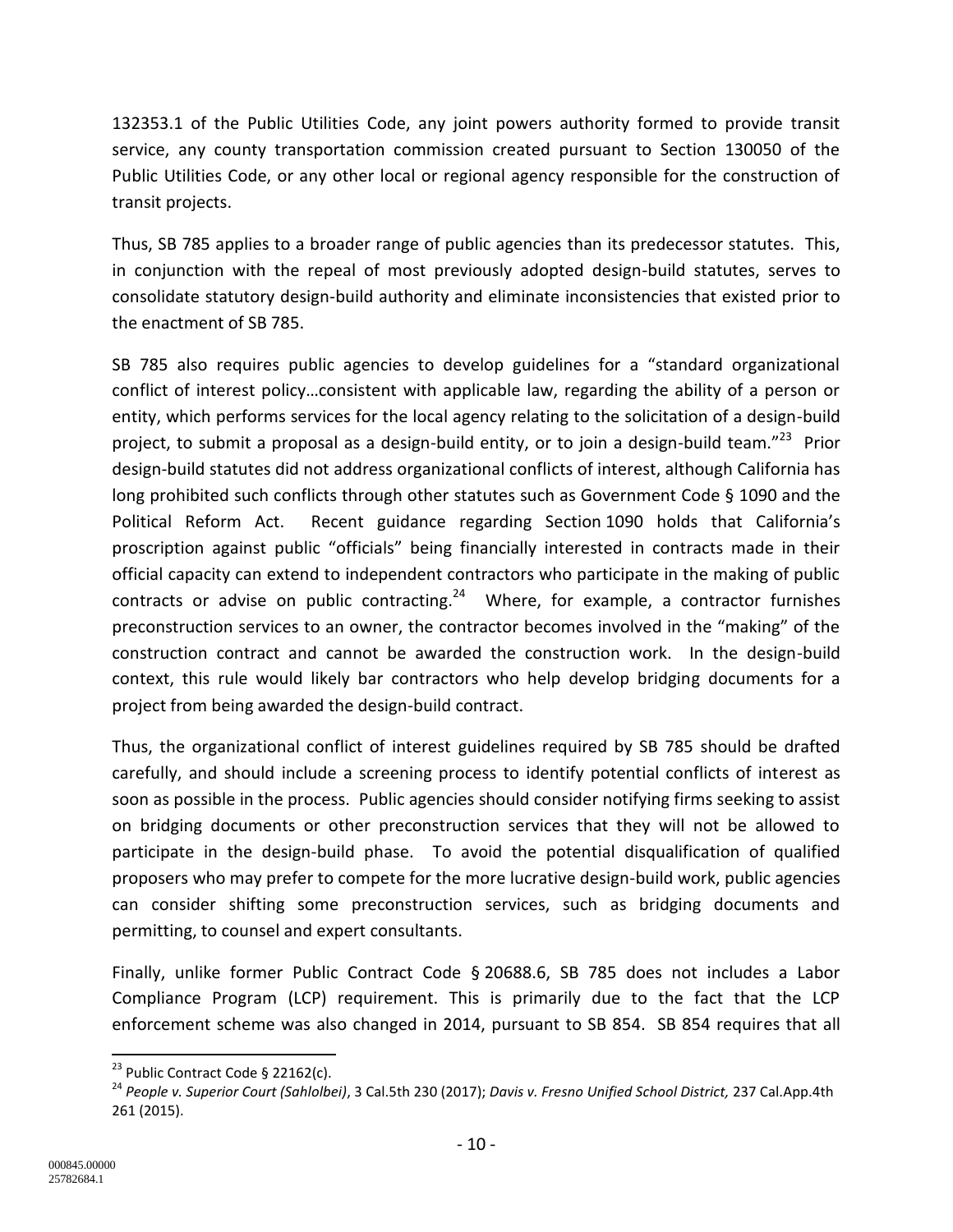132353.1 of the Public Utilities Code, any joint powers authority formed to provide transit service, any county transportation commission created pursuant to Section 130050 of the Public Utilities Code, or any other local or regional agency responsible for the construction of transit projects.

Thus, SB 785 applies to a broader range of public agencies than its predecessor statutes. This, in conjunction with the repeal of most previously adopted design-build statutes, serves to consolidate statutory design-build authority and eliminate inconsistencies that existed prior to the enactment of SB 785.

SB 785 also requires public agencies to develop guidelines for a "standard organizational conflict of interest policy…consistent with applicable law, regarding the ability of a person or entity, which performs services for the local agency relating to the solicitation of a design-build project, to submit a proposal as a design-build entity, or to join a design-build team."[23] Prior design-build statutes did not address organizational conflicts of interest, although California has long prohibited such conflicts through other statutes such as Government Code § 1090 and the Political Reform Act. Recent guidance regarding Section 1090 holds that California's proscription against public "officials" being financially interested in contracts made in their official capacity can extend to independent contractors who participate in the making of public contracts or advise on public contracting.[24] Where, for example, a contractor furnishes preconstruction services to an owner, the contractor becomes involved in the "making" of the construction contract and cannot be awarded the construction work. In the design-build context, this rule would likely bar contractors who help develop bridging documents for a project from being awarded the design-build contract.

Thus, the organizational conflict of interest guidelines required by SB 785 should be drafted carefully, and should include a screening process to identify potential conflicts of interest as soon as possible in the process. Public agencies should consider notifying firms seeking to assist on bridging documents or other preconstruction services that they will not be allowed to participate in the design-build phase. To avoid the potential disqualification of qualified proposers who may prefer to compete for the more lucrative design-build work, public agencies can consider shifting some preconstruction services, such as bridging documents and permitting, to counsel and expert consultants.

Finally, unlike former Public Contract Code § 20688.6, SB 785 does not includes a Labor Compliance Program (LCP) requirement. This is primarily due to the fact that the LCP enforcement scheme was also changed in 2014, pursuant to SB 854. SB 854 requires that all

---

[23] Public Contract Code § 22162(c).

[24] *People v. Superior Court (Sahlolbei)*, 3 Cal.5th 230 (2017); *Davis v. Fresno Unified School District,* 237 Cal.App.4th 261 (2015).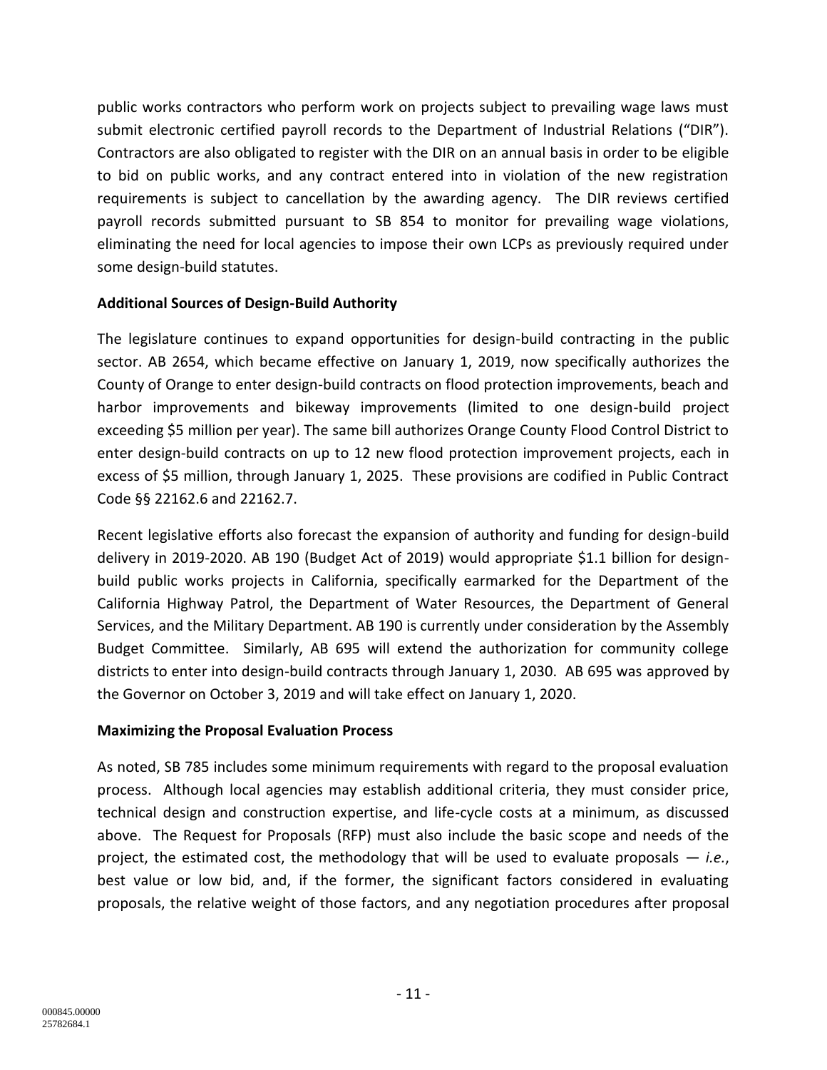public works contractors who perform work on projects subject to prevailing wage laws must submit electronic certified payroll records to the Department of Industrial Relations ("DIR"). Contractors are also obligated to register with the DIR on an annual basis in order to be eligible to bid on public works, and any contract entered into in violation of the new registration requirements is subject to cancellation by the awarding agency. The DIR reviews certified payroll records submitted pursuant to SB 854 to monitor for prevailing wage violations, eliminating the need for local agencies to impose their own LCPs as previously required under some design-build statutes.

**Additional Sources of Design-Build Authority**

The legislature continues to expand opportunities for design-build contracting in the public sector. AB 2654, which became effective on January 1, 2019, now specifically authorizes the County of Orange to enter design-build contracts on flood protection improvements, beach and harbor improvements and bikeway improvements (limited to one design-build project exceeding $5 million per year). The same bill authorizes Orange County Flood Control District to enter design-build contracts on up to 12 new flood protection improvement projects, each in excess of $5 million, through January 1, 2025. These provisions are codified in Public Contract Code §§ 22162.6 and 22162.7.

Recent legislative efforts also forecast the expansion of authority and funding for design-build delivery in 2019-2020. AB 190 (Budget Act of 2019) would appropriate $1.1 billion for design-build public works projects in California, specifically earmarked for the Department of the California Highway Patrol, the Department of Water Resources, the Department of General Services, and the Military Department. AB 190 is currently under consideration by the Assembly Budget Committee. Similarly, AB 695 will extend the authorization for community college districts to enter into design-build contracts through January 1, 2030. AB 695 was approved by the Governor on October 3, 2019 and will take effect on January 1, 2020.

**Maximizing the Proposal Evaluation Process**

As noted, SB 785 includes some minimum requirements with regard to the proposal evaluation process. Although local agencies may establish additional criteria, they must consider price, technical design and construction expertise, and life-cycle costs at a minimum, as discussed above. The Request for Proposals (RFP) must also include the basic scope and needs of the project, the estimated cost, the methodology that will be used to evaluate proposals — *i.e.*, best value or low bid, and, if the former, the significant factors considered in evaluating proposals, the relative weight of those factors, and any negotiation procedures after proposal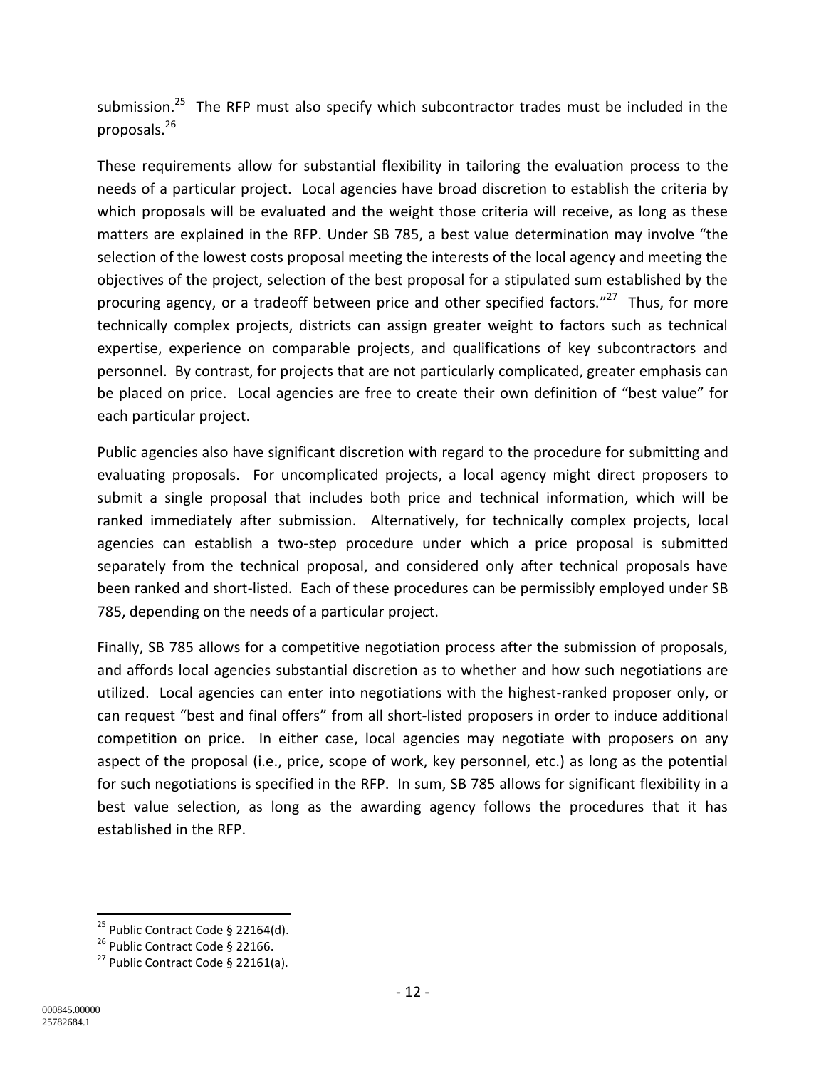submission.[25] The RFP must also specify which subcontractor trades must be included in the proposals.[26]

These requirements allow for substantial flexibility in tailoring the evaluation process to the needs of a particular project. Local agencies have broad discretion to establish the criteria by which proposals will be evaluated and the weight those criteria will receive, as long as these matters are explained in the RFP. Under SB 785, a best value determination may involve "the selection of the lowest costs proposal meeting the interests of the local agency and meeting the objectives of the project, selection of the best proposal for a stipulated sum established by the procuring agency, or a tradeoff between price and other specified factors."[27] Thus, for more technically complex projects, districts can assign greater weight to factors such as technical expertise, experience on comparable projects, and qualifications of key subcontractors and personnel. By contrast, for projects that are not particularly complicated, greater emphasis can be placed on price. Local agencies are free to create their own definition of "best value" for each particular project.

Public agencies also have significant discretion with regard to the procedure for submitting and evaluating proposals. For uncomplicated projects, a local agency might direct proposers to submit a single proposal that includes both price and technical information, which will be ranked immediately after submission. Alternatively, for technically complex projects, local agencies can establish a two-step procedure under which a price proposal is submitted separately from the technical proposal, and considered only after technical proposals have been ranked and short-listed. Each of these procedures can be permissibly employed under SB 785, depending on the needs of a particular project.

Finally, SB 785 allows for a competitive negotiation process after the submission of proposals, and affords local agencies substantial discretion as to whether and how such negotiations are utilized. Local agencies can enter into negotiations with the highest-ranked proposer only, or can request "best and final offers" from all short-listed proposers in order to induce additional competition on price. In either case, local agencies may negotiate with proposers on any aspect of the proposal (i.e., price, scope of work, key personnel, etc.) as long as the potential for such negotiations is specified in the RFP. In sum, SB 785 allows for significant flexibility in a best value selection, as long as the awarding agency follows the procedures that it has established in the RFP.

---

[25] Public Contract Code § 22164(d).

[26] Public Contract Code § 22166.

[27] Public Contract Code § 22161(a).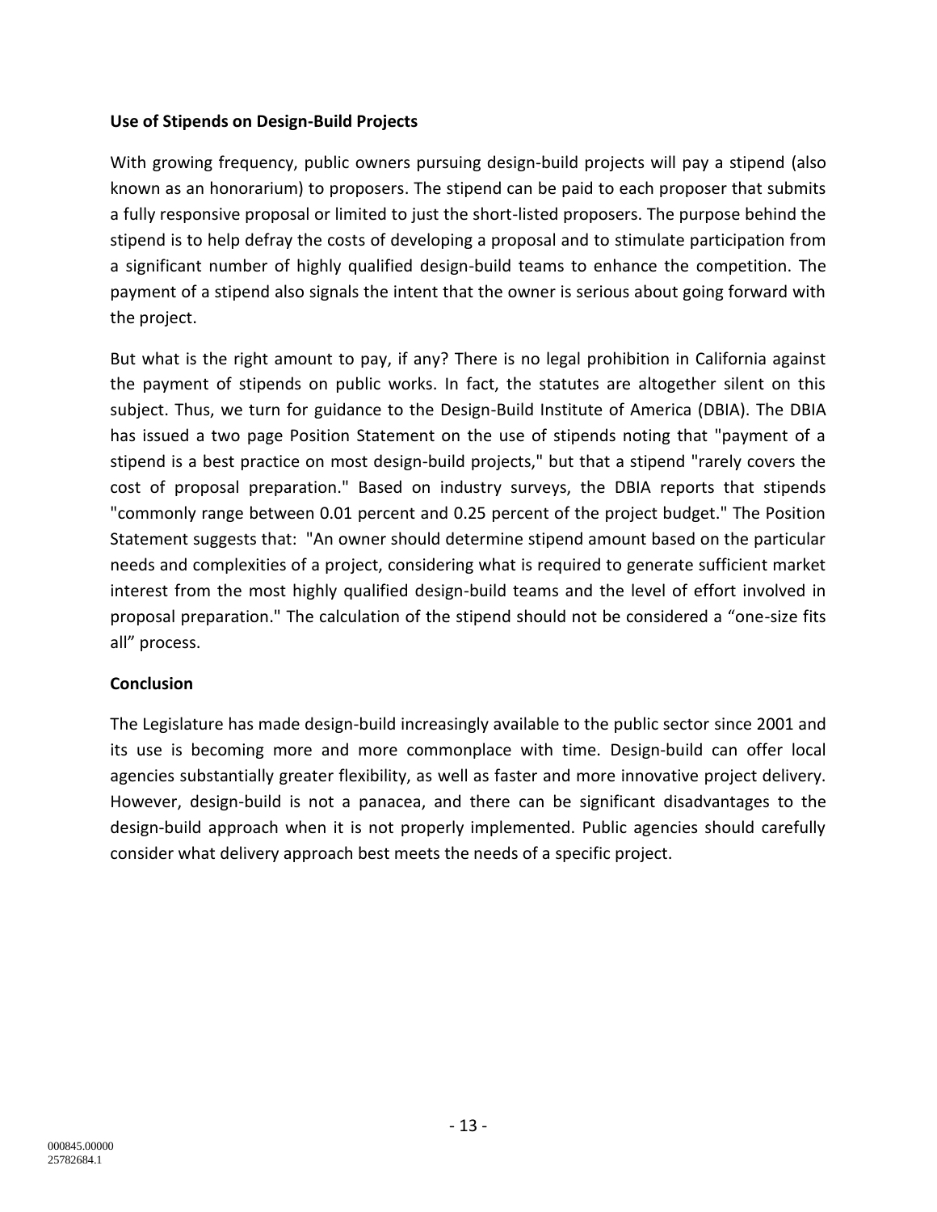**Use of Stipends on Design-Build Projects**

With growing frequency, public owners pursuing design-build projects will pay a stipend (also known as an honorarium) to proposers. The stipend can be paid to each proposer that submits a fully responsive proposal or limited to just the short-listed proposers. The purpose behind the stipend is to help defray the costs of developing a proposal and to stimulate participation from a significant number of highly qualified design-build teams to enhance the competition. The payment of a stipend also signals the intent that the owner is serious about going forward with the project.

But what is the right amount to pay, if any? There is no legal prohibition in California against the payment of stipends on public works. In fact, the statutes are altogether silent on this subject. Thus, we turn for guidance to the Design-Build Institute of America (DBIA). The DBIA has issued a two page Position Statement on the use of stipends noting that "payment of a stipend is a best practice on most design-build projects," but that a stipend "rarely covers the cost of proposal preparation." Based on industry surveys, the DBIA reports that stipends "commonly range between 0.01 percent and 0.25 percent of the project budget." The Position Statement suggests that: "An owner should determine stipend amount based on the particular needs and complexities of a project, considering what is required to generate sufficient market interest from the most highly qualified design-build teams and the level of effort involved in proposal preparation." The calculation of the stipend should not be considered a "one-size fits all" process.

**Conclusion**

The Legislature has made design-build increasingly available to the public sector since 2001 and its use is becoming more and more commonplace with time. Design-build can offer local agencies substantially greater flexibility, as well as faster and more innovative project delivery. However, design-build is not a panacea, and there can be significant disadvantages to the design-build approach when it is not properly implemented. Public agencies should carefully consider what delivery approach best meets the needs of a specific project.

000845.00000
25782684.1